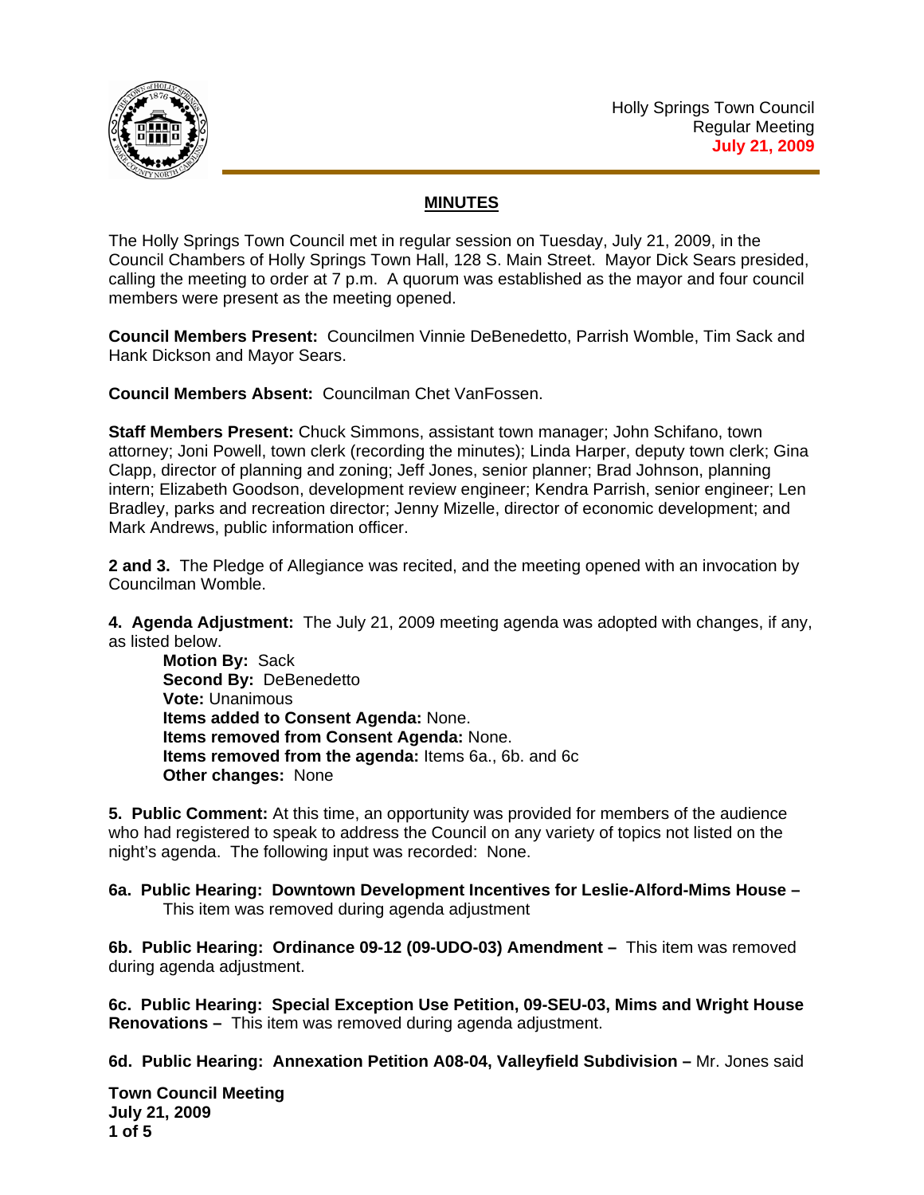Holly Springs Town Council
Regular Meeting
July 21, 2009

## MINUTES

The Holly Springs Town Council met in regular session on Tuesday, July 21, 2009, in the Council Chambers of Holly Springs Town Hall, 128 S. Main Street. Mayor Dick Sears presided, calling the meeting to order at 7 p.m. A quorum was established as the mayor and four council members were present as the meeting opened.

**Council Members Present:** Councilmen Vinnie DeBenedetto, Parrish Womble, Tim Sack and Hank Dickson and Mayor Sears.

**Council Members Absent:** Councilman Chet VanFossen.

**Staff Members Present:** Chuck Simmons, assistant town manager; John Schifano, town attorney; Joni Powell, town clerk (recording the minutes); Linda Harper, deputy town clerk; Gina Clapp, director of planning and zoning; Jeff Jones, senior planner; Brad Johnson, planning intern; Elizabeth Goodson, development review engineer; Kendra Parrish, senior engineer; Len Bradley, parks and recreation director; Jenny Mizelle, director of economic development; and Mark Andrews, public information officer.

**2 and 3.** The Pledge of Allegiance was recited, and the meeting opened with an invocation by Councilman Womble.

**4. Agenda Adjustment:** The July 21, 2009 meeting agenda was adopted with changes, if any, as listed below.

> **Motion By:** Sack
> **Second By:** DeBenedetto
> **Vote:** Unanimous
> **Items added to Consent Agenda:** None.
> **Items removed from Consent Agenda:** None.
> **Items removed from the agenda:** Items 6a., 6b. and 6c
> **Other changes:** None

**5. Public Comment:** At this time, an opportunity was provided for members of the audience who had registered to speak to address the Council on any variety of topics not listed on the night's agenda. The following input was recorded: None.

**6a. Public Hearing: Downtown Development Incentives for Leslie-Alford-Mims House –** This item was removed during agenda adjustment

**6b. Public Hearing: Ordinance 09-12 (09-UDO-03) Amendment –** This item was removed during agenda adjustment.

**6c. Public Hearing: Special Exception Use Petition, 09-SEU-03, Mims and Wright House Renovations –** This item was removed during agenda adjustment.

**6d. Public Hearing: Annexation Petition A08-04, Valleyfield Subdivision –** Mr. Jones said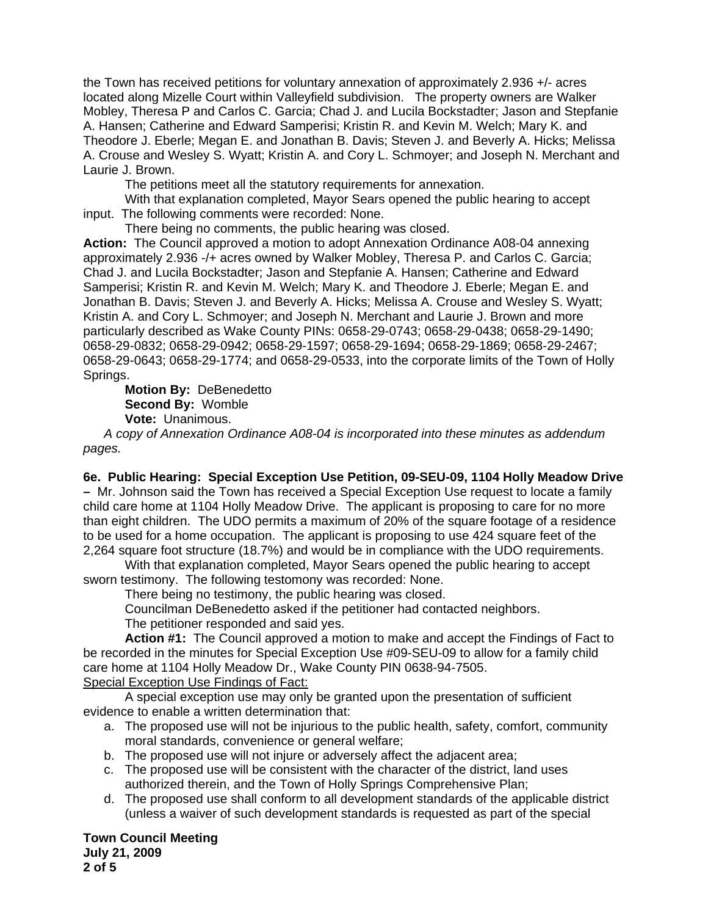the Town has received petitions for voluntary annexation of approximately 2.936 +/- acres located along Mizelle Court within Valleyfield subdivision. The property owners are Walker Mobley, Theresa P and Carlos C. Garcia; Chad J. and Lucila Bockstadter; Jason and Stepfanie A. Hansen; Catherine and Edward Samperisi; Kristin R. and Kevin M. Welch; Mary K. and Theodore J. Eberle; Megan E. and Jonathan B. Davis; Steven J. and Beverly A. Hicks; Melissa A. Crouse and Wesley S. Wyatt; Kristin A. and Cory L. Schmoyer; and Joseph N. Merchant and Laurie J. Brown.

The petitions meet all the statutory requirements for annexation.

With that explanation completed, Mayor Sears opened the public hearing to accept input. The following comments were recorded: None.

There being no comments, the public hearing was closed.

**Action:** The Council approved a motion to adopt Annexation Ordinance A08-04 annexing approximately 2.936 -/+ acres owned by Walker Mobley, Theresa P. and Carlos C. Garcia; Chad J. and Lucila Bockstadter; Jason and Stepfanie A. Hansen; Catherine and Edward Samperisi; Kristin R. and Kevin M. Welch; Mary K. and Theodore J. Eberle; Megan E. and Jonathan B. Davis; Steven J. and Beverly A. Hicks; Melissa A. Crouse and Wesley S. Wyatt; Kristin A. and Cory L. Schmoyer; and Joseph N. Merchant and Laurie J. Brown and more particularly described as Wake County PINs: 0658-29-0743; 0658-29-0438; 0658-29-1490; 0658-29-0832; 0658-29-0942; 0658-29-1597; 0658-29-1694; 0658-29-1869; 0658-29-2467; 0658-29-0643; 0658-29-1774; and 0658-29-0533, into the corporate limits of the Town of Holly Springs.

**Motion By:** DeBenedetto
**Second By:** Womble
**Vote:** Unanimous.

*A copy of Annexation Ordinance A08-04 is incorporated into these minutes as addendum pages.*

**6e. Public Hearing: Special Exception Use Petition, 09-SEU-09, 1104 Holly Meadow Drive –** Mr. Johnson said the Town has received a Special Exception Use request to locate a family child care home at 1104 Holly Meadow Drive. The applicant is proposing to care for no more than eight children. The UDO permits a maximum of 20% of the square footage of a residence to be used for a home occupation. The applicant is proposing to use 424 square feet of the 2,264 square foot structure (18.7%) and would be in compliance with the UDO requirements.

With that explanation completed, Mayor Sears opened the public hearing to accept sworn testimony. The following testomony was recorded: None.

There being no testimony, the public hearing was closed.

Councilman DeBenedetto asked if the petitioner had contacted neighbors.

The petitioner responded and said yes.

**Action #1:** The Council approved a motion to make and accept the Findings of Fact to be recorded in the minutes for Special Exception Use #09-SEU-09 to allow for a family child care home at 1104 Holly Meadow Dr., Wake County PIN 0638-94-7505.

Special Exception Use Findings of Fact:

A special exception use may only be granted upon the presentation of sufficient evidence to enable a written determination that:

a. The proposed use will not be injurious to the public health, safety, comfort, community moral standards, convenience or general welfare;
b. The proposed use will not injure or adversely affect the adjacent area;
c. The proposed use will be consistent with the character of the district, land uses authorized therein, and the Town of Holly Springs Comprehensive Plan;
d. The proposed use shall conform to all development standards of the applicable district (unless a waiver of such development standards is requested as part of the special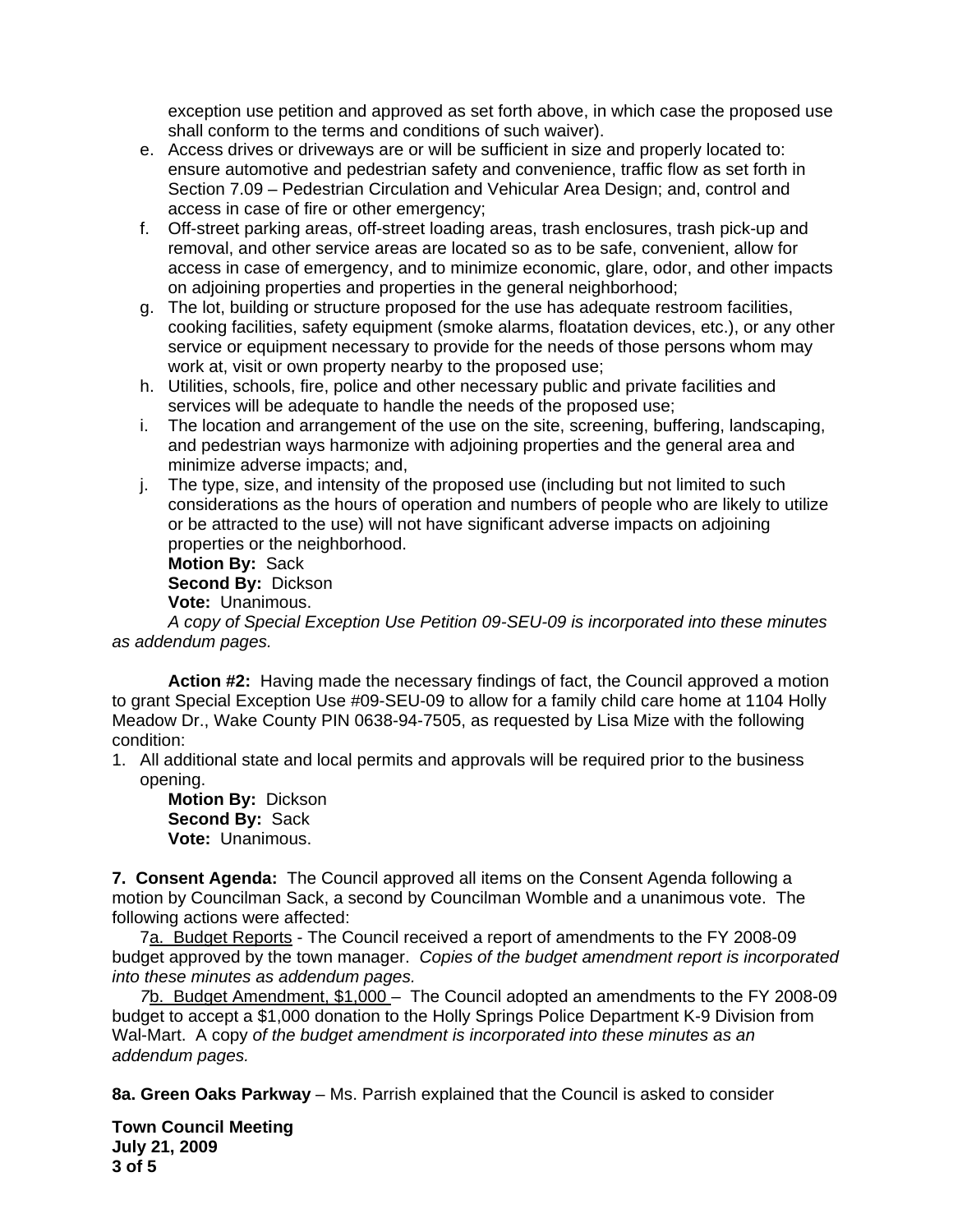exception use petition and approved as set forth above, in which case the proposed use shall conform to the terms and conditions of such waiver).

e. Access drives or driveways are or will be sufficient in size and properly located to: ensure automotive and pedestrian safety and convenience, traffic flow as set forth in Section 7.09 – Pedestrian Circulation and Vehicular Area Design; and, control and access in case of fire or other emergency;
f. Off-street parking areas, off-street loading areas, trash enclosures, trash pick-up and removal, and other service areas are located so as to be safe, convenient, allow for access in case of emergency, and to minimize economic, glare, odor, and other impacts on adjoining properties and properties in the general neighborhood;
g. The lot, building or structure proposed for the use has adequate restroom facilities, cooking facilities, safety equipment (smoke alarms, floatation devices, etc.), or any other service or equipment necessary to provide for the needs of those persons whom may work at, visit or own property nearby to the proposed use;
h. Utilities, schools, fire, police and other necessary public and private facilities and services will be adequate to handle the needs of the proposed use;
i. The location and arrangement of the use on the site, screening, buffering, landscaping, and pedestrian ways harmonize with adjoining properties and the general area and minimize adverse impacts; and,
j. The type, size, and intensity of the proposed use (including but not limited to such considerations as the hours of operation and numbers of people who are likely to utilize or be attracted to the use) will not have significant adverse impacts on adjoining properties or the neighborhood.

**Motion By:** Sack
**Second By:** Dickson
**Vote:** Unanimous.

*A copy of Special Exception Use Petition 09-SEU-09 is incorporated into these minutes as addendum pages.*

**Action #2:** Having made the necessary findings of fact, the Council approved a motion to grant Special Exception Use #09-SEU-09 to allow for a family child care home at 1104 Holly Meadow Dr., Wake County PIN 0638-94-7505, as requested by Lisa Mize with the following condition:

1. All additional state and local permits and approvals will be required prior to the business opening.

**Motion By:** Dickson
**Second By:** Sack
**Vote:** Unanimous.

**7. Consent Agenda:** The Council approved all items on the Consent Agenda following a motion by Councilman Sack, a second by Councilman Womble and a unanimous vote. The following actions were affected:

7a. Budget Reports - The Council received a report of amendments to the FY 2008-09 budget approved by the town manager. *Copies of the budget amendment report is incorporated into these minutes as addendum pages.*

7b. Budget Amendment, $1,000 – The Council adopted an amendments to the FY 2008-09 budget to accept a $1,000 donation to the Holly Springs Police Department K-9 Division from Wal-Mart. A copy *of the budget amendment is incorporated into these minutes as an addendum pages.*

**8a. Green Oaks Parkway** – Ms. Parrish explained that the Council is asked to consider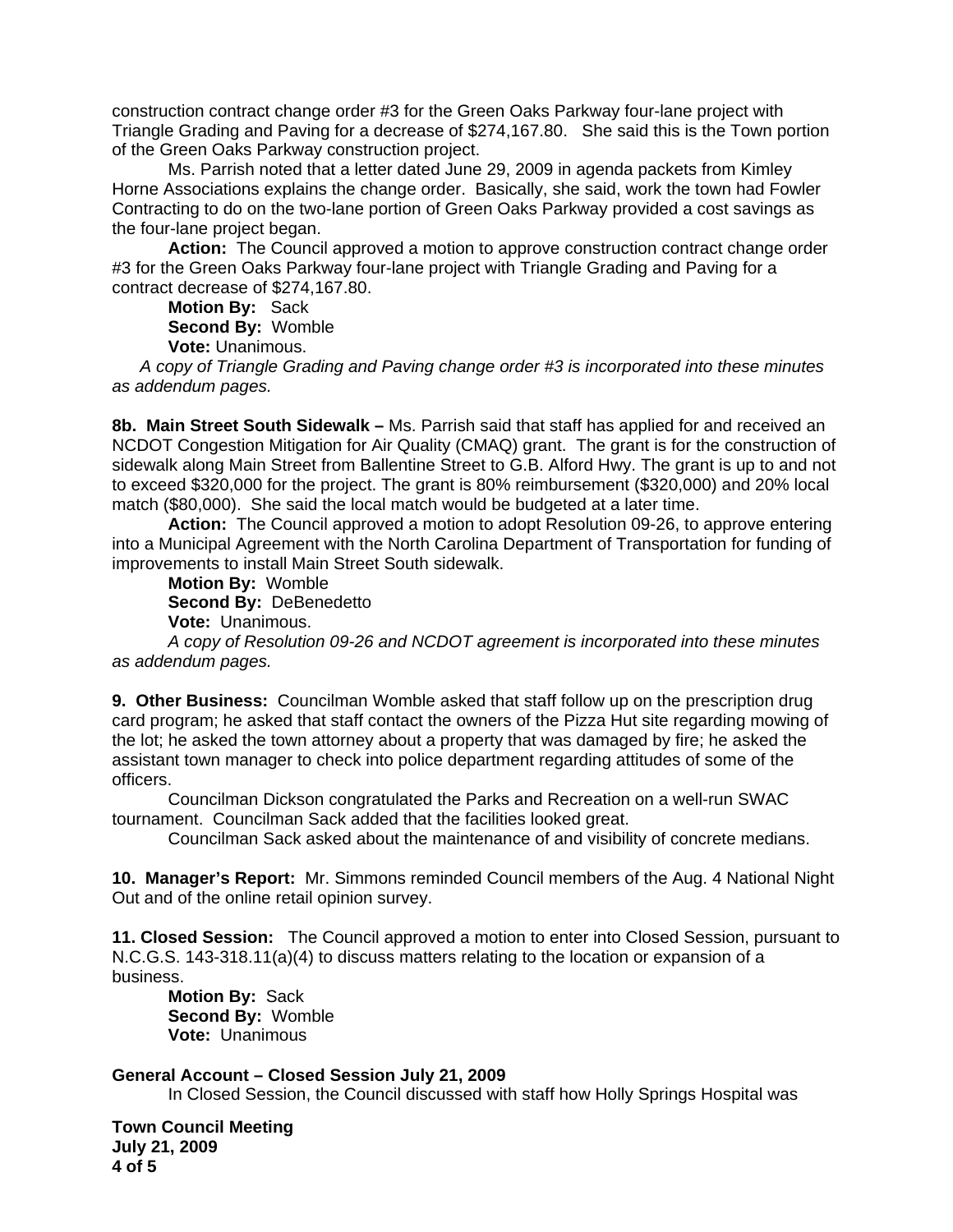construction contract change order #3 for the Green Oaks Parkway four-lane project with Triangle Grading and Paving for a decrease of $274,167.80. She said this is the Town portion of the Green Oaks Parkway construction project.

Ms. Parrish noted that a letter dated June 29, 2009 in agenda packets from Kimley Horne Associations explains the change order. Basically, she said, work the town had Fowler Contracting to do on the two-lane portion of Green Oaks Parkway provided a cost savings as the four-lane project began.

**Action:** The Council approved a motion to approve construction contract change order #3 for the Green Oaks Parkway four-lane project with Triangle Grading and Paving for a contract decrease of $274,167.80.

**Motion By:** Sack
**Second By:** Womble
**Vote:** Unanimous.

*A copy of Triangle Grading and Paving change order #3 is incorporated into these minutes as addendum pages.*

**8b. Main Street South Sidewalk –** Ms. Parrish said that staff has applied for and received an NCDOT Congestion Mitigation for Air Quality (CMAQ) grant. The grant is for the construction of sidewalk along Main Street from Ballentine Street to G.B. Alford Hwy. The grant is up to and not to exceed $320,000 for the project. The grant is 80% reimbursement ($320,000) and 20% local match ($80,000). She said the local match would be budgeted at a later time.

**Action:** The Council approved a motion to adopt Resolution 09-26, to approve entering into a Municipal Agreement with the North Carolina Department of Transportation for funding of improvements to install Main Street South sidewalk.

**Motion By:** Womble
**Second By:** DeBenedetto
**Vote:** Unanimous.

*A copy of Resolution 09-26 and NCDOT agreement is incorporated into these minutes as addendum pages.*

**9. Other Business:** Councilman Womble asked that staff follow up on the prescription drug card program; he asked that staff contact the owners of the Pizza Hut site regarding mowing of the lot; he asked the town attorney about a property that was damaged by fire; he asked the assistant town manager to check into police department regarding attitudes of some of the officers.

Councilman Dickson congratulated the Parks and Recreation on a well-run SWAC tournament. Councilman Sack added that the facilities looked great.

Councilman Sack asked about the maintenance of and visibility of concrete medians.

**10. Manager's Report:** Mr. Simmons reminded Council members of the Aug. 4 National Night Out and of the online retail opinion survey.

**11. Closed Session:** The Council approved a motion to enter into Closed Session, pursuant to N.C.G.S. 143-318.11(a)(4) to discuss matters relating to the location or expansion of a business.

**Motion By:** Sack
**Second By:** Womble
**Vote:** Unanimous

**General Account – Closed Session July 21, 2009**

In Closed Session, the Council discussed with staff how Holly Springs Hospital was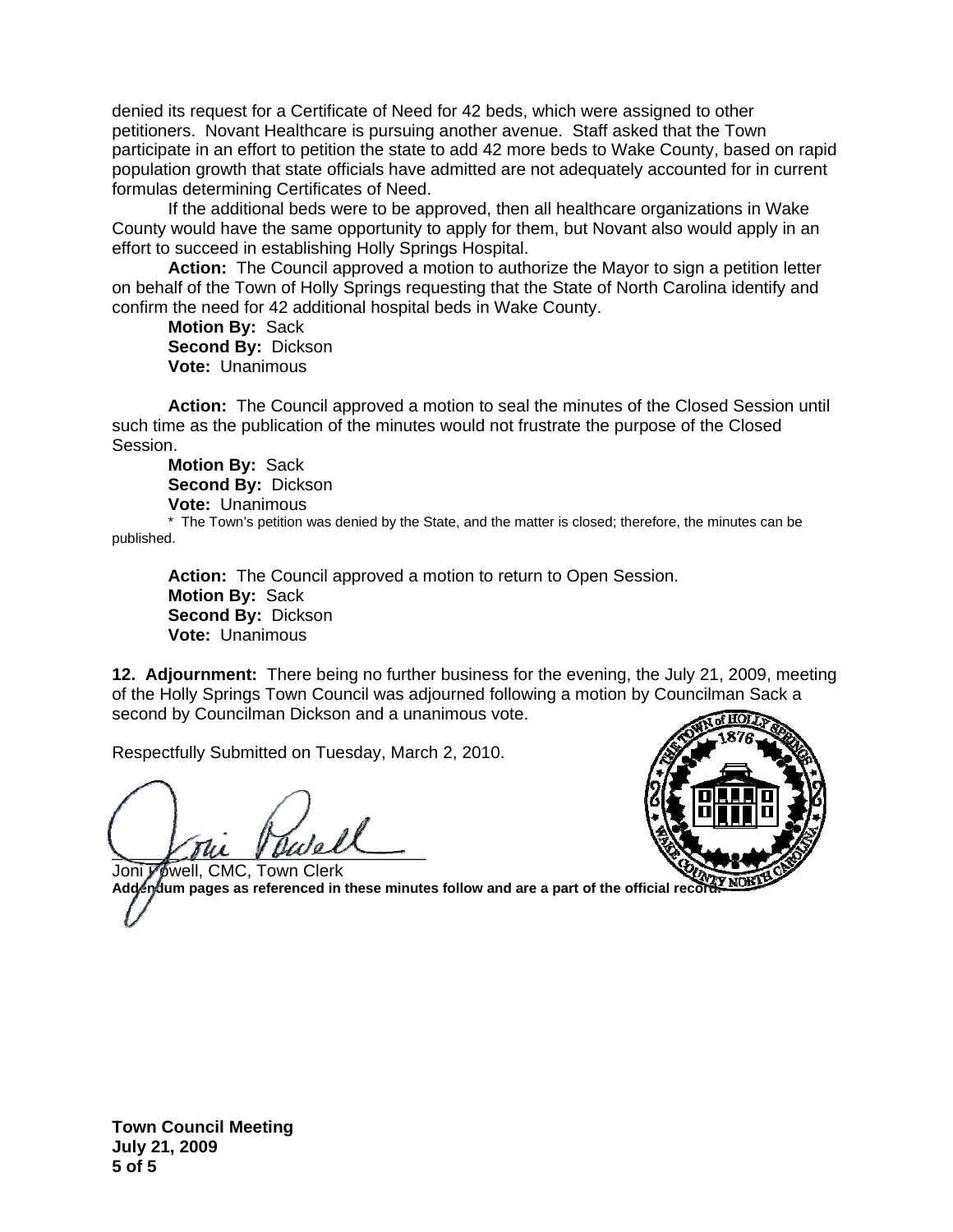denied its request for a Certificate of Need for 42 beds, which were assigned to other petitioners. Novant Healthcare is pursuing another avenue. Staff asked that the Town participate in an effort to petition the state to add 42 more beds to Wake County, based on rapid population growth that state officials have admitted are not adequately accounted for in current formulas determining Certificates of Need.

If the additional beds were to be approved, then all healthcare organizations in Wake County would have the same opportunity to apply for them, but Novant also would apply in an effort to succeed in establishing Holly Springs Hospital.

**Action:** The Council approved a motion to authorize the Mayor to sign a petition letter on behalf of the Town of Holly Springs requesting that the State of North Carolina identify and confirm the need for 42 additional hospital beds in Wake County.

**Motion By:** Sack
**Second By:** Dickson
**Vote:** Unanimous

**Action:** The Council approved a motion to seal the minutes of the Closed Session until such time as the publication of the minutes would not frustrate the purpose of the Closed Session.

**Motion By:** Sack
**Second By:** Dickson
**Vote:** Unanimous

\* The Town's petition was denied by the State, and the matter is closed; therefore, the minutes can be published.

**Action:** The Council approved a motion to return to Open Session.
**Motion By:** Sack
**Second By:** Dickson
**Vote:** Unanimous

**12. Adjournment:** There being no further business for the evening, the July 21, 2009, meeting of the Holly Springs Town Council was adjourned following a motion by Councilman Sack a second by Councilman Dickson and a unanimous vote.

Respectfully Submitted on Tuesday, March 2, 2010.

Joni Powell, CMC, Town Clerk

**Addendum pages as referenced in these minutes follow and are a part of the official record.**